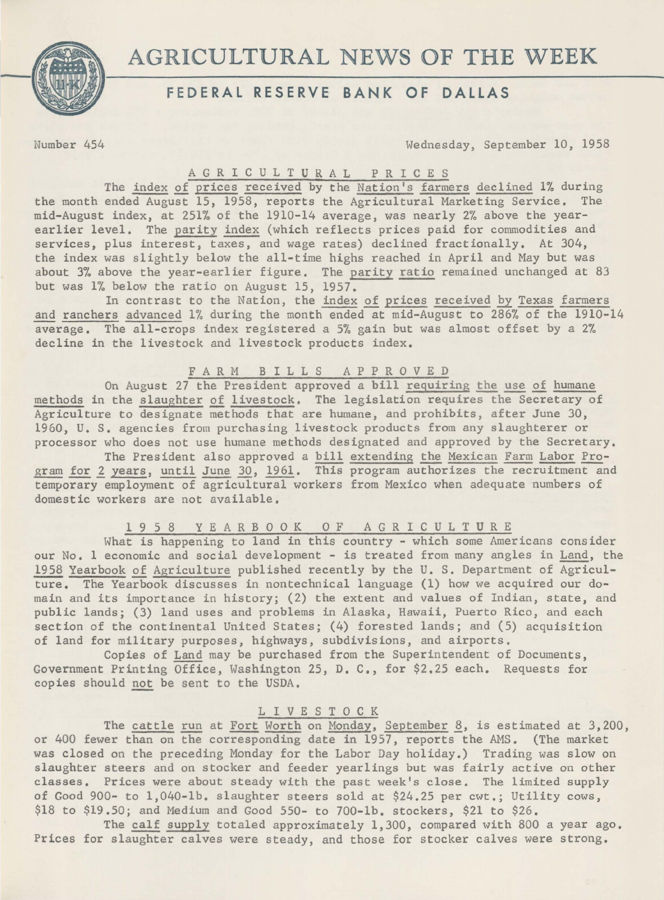# AGRICULTURAL NEWS OF THE WEEK

## FEDERAL RESERVE BANK OF DALLAS

Number 454 Wednesday, September 10, 1958

### AGRICULTURAL PRICES

The index of prices received by the Nation's farmers declined 1% during the month ended August 15, 1958, reports the Agricultural Marketing Service. The mid-August index, at 251% of the 1910-14 average, was nearly 2% above the year-earlier level. The parity index (which reflects prices paid for commodities and services, plus interest, taxes, and wage rates) declined fractionally. At 304, the index was slightly below the all-time highs reached in April and May but was about 3% above the year-earlier figure. The parity ratio remained unchanged at 83 but was 1% below the ratio on August 15, 1957.

In contrast to the Nation, the index of prices received by Texas farmers and ranchers advanced 1% during the month ended at mid-August to 286% of the 1910-14 average. The all-crops index registered a 5% gain but was almost offset by a 2% decline in the livestock and livestock products index.

### FARM BILLS APPROVED

On August 27 the President approved a bill requiring the use of humane methods in the slaughter of livestock. The legislation requires the Secretary of Agriculture to designate methods that are humane, and prohibits, after June 30, 1960, U. S. agencies from purchasing livestock products from any slaughterer or processor who does not use humane methods designated and approved by the Secretary.

The President also approved a bill extending the Mexican Farm Labor Program for 2 years, until June 30, 1961. This program authorizes the recruitment and temporary employment of agricultural workers from Mexico when adequate numbers of domestic workers are not available.

### 1958 YEARBOOK OF AGRICULTURE

What is happening to land in this country - which some Americans consider our No. 1 economic and social development - is treated from many angles in Land, the 1958 Yearbook of Agriculture published recently by the U. S. Department of Agriculture. The Yearbook discusses in nontechnical language (1) how we acquired our domain and its importance in history; (2) the extent and values of Indian, state, and public lands; (3) land uses and problems in Alaska, Hawaii, Puerto Rico, and each section of the continental United States; (4) forested lands; and (5) acquisition of land for military purposes, highways, subdivisions, and airports.

Copies of Land may be purchased from the Superintendent of Documents, Government Printing Office, Washington 25, D. C., for $2.25 each. Requests for copies should not be sent to the USDA.

### LIVESTOCK

The cattle run at Fort Worth on Monday, September 8, is estimated at 3,200, or 400 fewer than on the corresponding date in 1957, reports the AMS. (The market was closed on the preceding Monday for the Labor Day holiday.) Trading was slow on slaughter steers and on stocker and feeder yearlings but was fairly active on other classes. Prices were about steady with the past week's close. The limited supply of Good 900- to 1,040-lb. slaughter steers sold at $24.25 per cwt.; Utility cows, $18 to $19.50; and Medium and Good 550- to 700-lb. stockers, $21 to $26.

The calf supply totaled approximately 1,300, compared with 800 a year ago. Prices for slaughter calves were steady, and those for stocker calves were strong.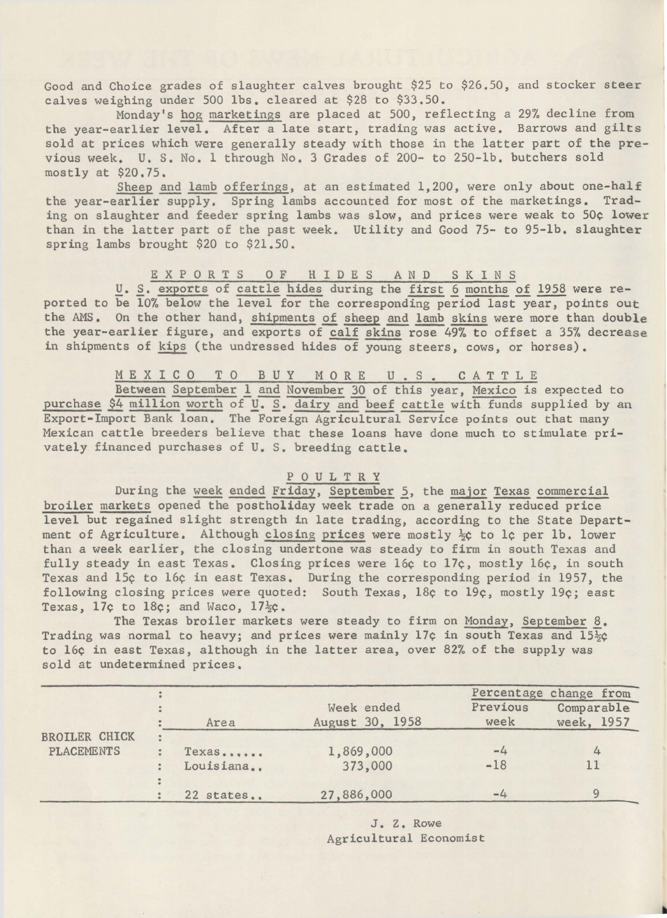Good and Choice grades of slaughter calves brought \$25 to \$26.50, and stocker steer calves weighing under 500 lbs. cleared at \$28 to \$33.50.

Monday's hog marketings are placed at 500, reflecting a 29% decline from the year-earlier level. After a late start, trading was active. Barrows and gilts sold at prices which were generally steady with those in the latter part of the previous week. U. S. No. 1 through No. 3 Grades of 200- to 250-lb. butchers sold mostly at \$20.75.

Sheep and lamb offerings, at an estimated 1,200, were only about one-half the year-earlier supply. Spring lambs accounted for most of the marketings. Trading on slaughter and feeder spring lambs was slow, and prices were weak to 50¢ lower than in the latter part of the past week. Utility and Good 75- to 95-lb. slaughter spring lambs brought \$20 to \$21.50.

## EXPORTS OF HIDES AND SKINS

U. S. exports of cattle hides during the first 6 months of 1958 were reported to be 10% below the level for the corresponding period last year, points out the AMS. On the other hand, shipments of sheep and lamb skins were more than double the year-earlier figure, and exports of calf skins rose 49% to offset a 35% decrease in shipments of kips (the undressed hides of young steers, cows, or horses).

## MEXICO TO BUY MORE U.S. CATTLE

Between September 1 and November 30 of this year, Mexico is expected to purchase \$4 million worth of U. S. dairy and beef cattle with funds supplied by an Export-Import Bank loan. The Foreign Agricultural Service points out that many Mexican cattle breeders believe that these loans have done much to stimulate privately financed purchases of U. S. breeding cattle.

## POULTRY

During the week ended Friday, September 5, the major Texas commercial broiler markets opened the postholiday week trade on a generally reduced price level but regained slight strength in late trading, according to the State Department of Agriculture. Although closing prices were mostly ½¢ to 1¢ per lb. lower than a week earlier, the closing undertone was steady to firm in south Texas and fully steady in east Texas. Closing prices were 16¢ to 17¢, mostly 16¢, in south Texas and 15¢ to 16¢ in east Texas. During the corresponding period in 1957, the following closing prices were quoted: South Texas, 18¢ to 19¢, mostly 19¢; east Texas, 17¢ to 18¢; and Waco, 17½¢.

The Texas broiler markets were steady to firm on Monday, September 8. Trading was normal to heavy; and prices were mainly 17¢ in south Texas and 15½¢ to 16¢ in east Texas, although in the latter area, over 82% of the supply was sold at undetermined prices.

| | Area | Week ended August 30, 1958 | Percentage change from Previous week | Percentage change from Comparable week, 1957 |
|---|---|---|---|---|
| BROILER CHICK PLACEMENTS | Texas...... | 1,869,000 | -4 | 4 |
| | Louisiana.. | 373,000 | -18 | 11 |
| | 22 states.. | 27,886,000 | -4 | 9 |

J. Z. Rowe
Agricultural Economist